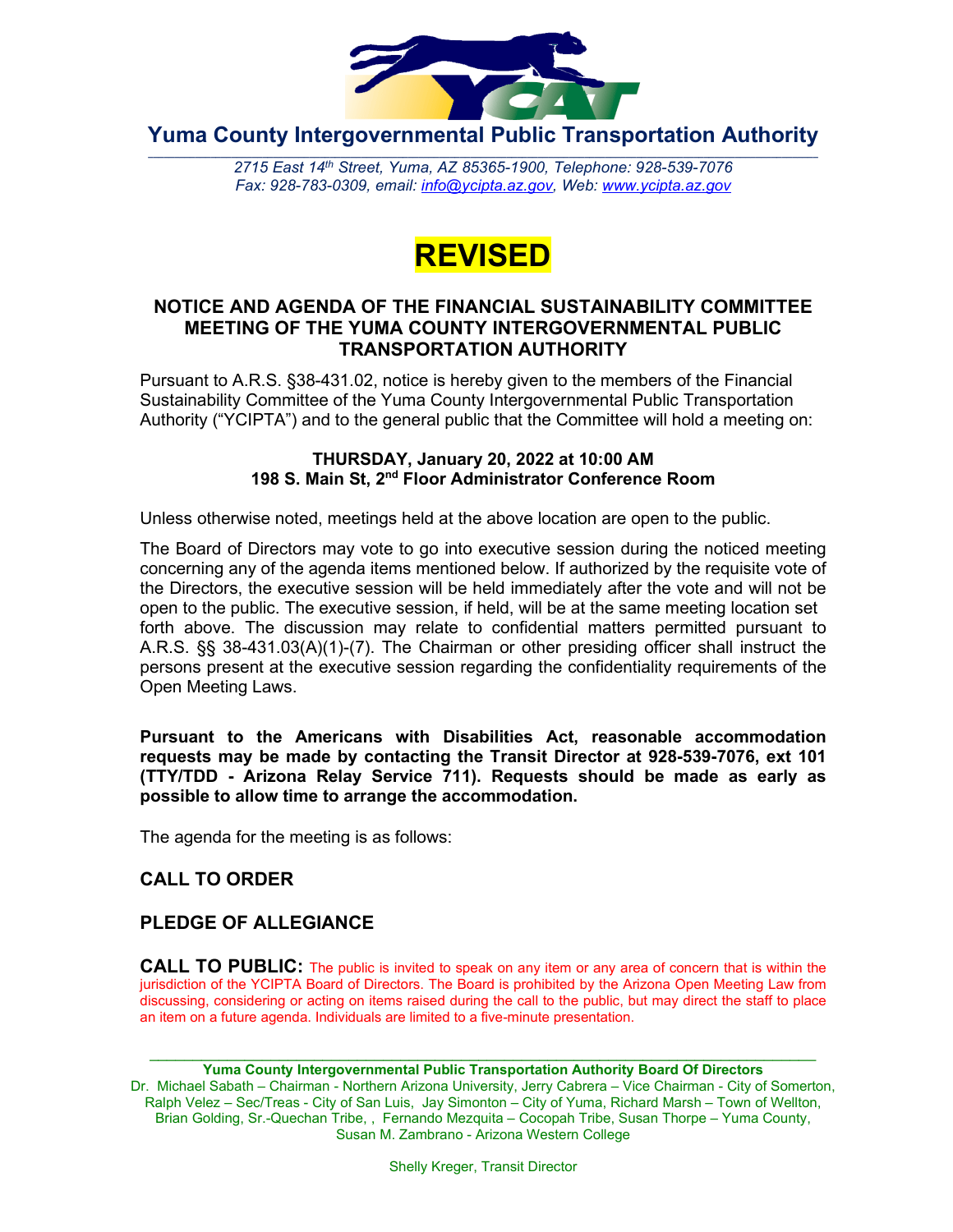# Yuma County Intergovernmental Public Transportation Authority

*2715 East 14th Street, Yuma, AZ 85365-1900, Telephone: 928-539-7076*
*Fax: 928-783-0309, email: info@ycipta.az.gov, Web: www.ycipta.az.gov*

# REVISED

## NOTICE AND AGENDA OF THE FINANCIAL SUSTAINABILITY COMMITTEE MEETING OF THE YUMA COUNTY INTERGOVERNMENTAL PUBLIC TRANSPORTATION AUTHORITY

Pursuant to A.R.S. §38-431.02, notice is hereby given to the members of the Financial Sustainability Committee of the Yuma County Intergovernmental Public Transportation Authority ("YCIPTA") and to the general public that the Committee will hold a meeting on:

**THURSDAY, January 20, 2022 at 10:00 AM**
**198 S. Main St, 2nd Floor Administrator Conference Room**

Unless otherwise noted, meetings held at the above location are open to the public.

The Board of Directors may vote to go into executive session during the noticed meeting concerning any of the agenda items mentioned below. If authorized by the requisite vote of the Directors, the executive session will be held immediately after the vote and will not be open to the public. The executive session, if held, will be at the same meeting location set forth above. The discussion may relate to confidential matters permitted pursuant to A.R.S. §§ 38-431.03(A)(1)-(7). The Chairman or other presiding officer shall instruct the persons present at the executive session regarding the confidentiality requirements of the Open Meeting Laws.

**Pursuant to the Americans with Disabilities Act, reasonable accommodation requests may be made by contacting the Transit Director at 928-539-7076, ext 101 (TTY/TDD - Arizona Relay Service 711). Requests should be made as early as possible to allow time to arrange the accommodation.**

The agenda for the meeting is as follows:

### CALL TO ORDER

### PLEDGE OF ALLEGIANCE

**CALL TO PUBLIC:** The public is invited to speak on any item or any area of concern that is within the jurisdiction of the YCIPTA Board of Directors. The Board is prohibited by the Arizona Open Meeting Law from discussing, considering or acting on items raised during the call to the public, but may direct the staff to place an item on a future agenda. Individuals are limited to a five-minute presentation.

---

**Yuma County Intergovernmental Public Transportation Authority Board Of Directors**
Dr. Michael Sabath – Chairman - Northern Arizona University, Jerry Cabrera – Vice Chairman - City of Somerton, Ralph Velez – Sec/Treas - City of San Luis, Jay Simonton – City of Yuma, Richard Marsh – Town of Wellton, Brian Golding, Sr.-Quechan Tribe, , Fernando Mezquita – Cocopah Tribe, Susan Thorpe – Yuma County, Susan M. Zambrano - Arizona Western College

Shelly Kreger, Transit Director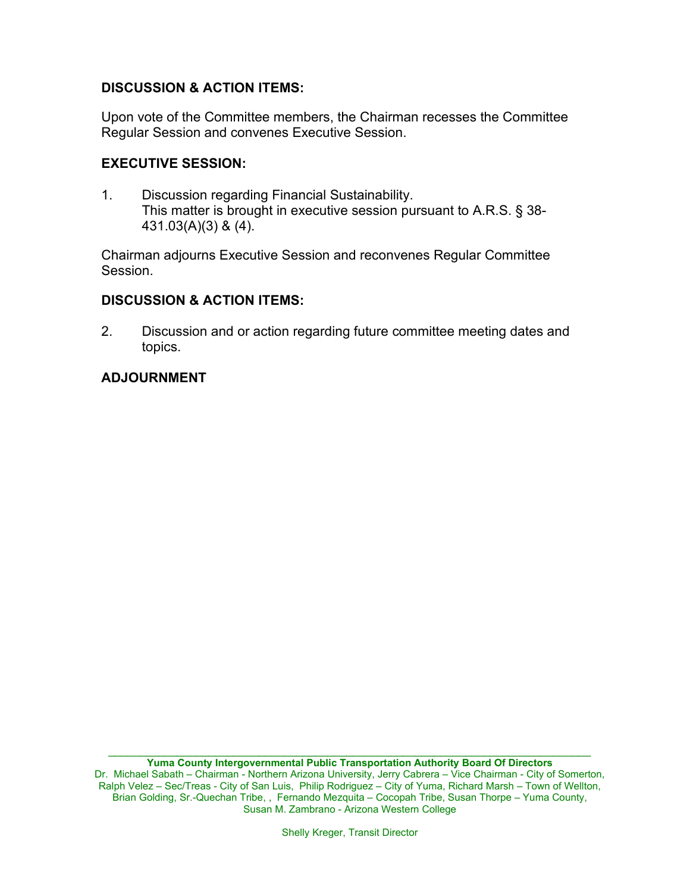**DISCUSSION & ACTION ITEMS:**

Upon vote of the Committee members, the Chairman recesses the Committee Regular Session and convenes Executive Session.

**EXECUTIVE SESSION:**

1. Discussion regarding Financial Sustainability.
   This matter is brought in executive session pursuant to A.R.S. § 38-431.03(A)(3) & (4).

Chairman adjourns Executive Session and reconvenes Regular Committee Session.

**DISCUSSION & ACTION ITEMS:**

2. Discussion and or action regarding future committee meeting dates and topics.

**ADJOURNMENT**

---

**Yuma County Intergovernmental Public Transportation Authority Board Of Directors**
Dr. Michael Sabath – Chairman - Northern Arizona University, Jerry Cabrera – Vice Chairman - City of Somerton, Ralph Velez – Sec/Treas - City of San Luis, Philip Rodriguez – City of Yuma, Richard Marsh – Town of Wellton, Brian Golding, Sr.-Quechan Tribe, , Fernando Mezquita – Cocopah Tribe, Susan Thorpe – Yuma County, Susan M. Zambrano - Arizona Western College

Shelly Kreger, Transit Director